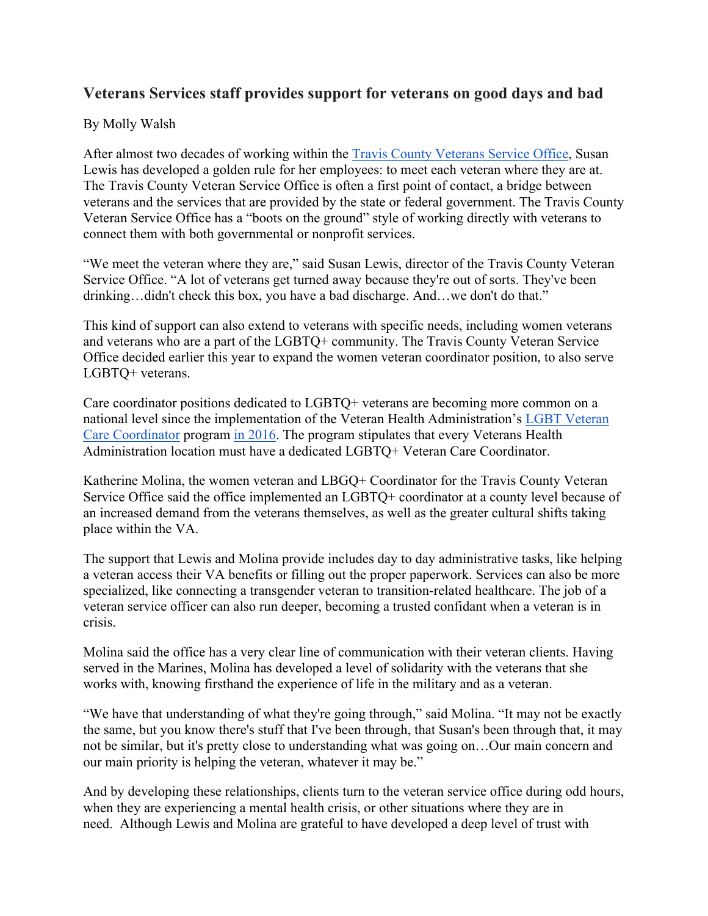## Veterans Services staff provides support for veterans on good days and bad

By Molly Walsh

After almost two decades of working within the Travis County Veterans Service Office, Susan Lewis has developed a golden rule for her employees: to meet each veteran where they are at. The Travis County Veteran Service Office is often a first point of contact, a bridge between veterans and the services that are provided by the state or federal government. The Travis County Veteran Service Office has a “boots on the ground” style of working directly with veterans to connect them with both governmental or nonprofit services.

“We meet the veteran where they are,” said Susan Lewis, director of the Travis County Veteran Service Office. “A lot of veterans get turned away because they're out of sorts. They've been drinking…didn't check this box, you have a bad discharge. And…we don't do that.”

This kind of support can also extend to veterans with specific needs, including women veterans and veterans who are a part of the LGBTQ+ community. The Travis County Veteran Service Office decided earlier this year to expand the women veteran coordinator position, to also serve LGBTQ+ veterans.

Care coordinator positions dedicated to LGBTQ+ veterans are becoming more common on a national level since the implementation of the Veteran Health Administration’s LGBT Veteran Care Coordinator program in 2016. The program stipulates that every Veterans Health Administration location must have a dedicated LGBTQ+ Veteran Care Coordinator.

Katherine Molina, the women veteran and LBGQ+ Coordinator for the Travis County Veteran Service Office said the office implemented an LGBTQ+ coordinator at a county level because of an increased demand from the veterans themselves, as well as the greater cultural shifts taking place within the VA.

The support that Lewis and Molina provide includes day to day administrative tasks, like helping a veteran access their VA benefits or filling out the proper paperwork. Services can also be more specialized, like connecting a transgender veteran to transition-related healthcare. The job of a veteran service officer can also run deeper, becoming a trusted confidant when a veteran is in crisis.

Molina said the office has a very clear line of communication with their veteran clients. Having served in the Marines, Molina has developed a level of solidarity with the veterans that she works with, knowing firsthand the experience of life in the military and as a veteran.

“We have that understanding of what they're going through,” said Molina. “It may not be exactly the same, but you know there's stuff that I've been through, that Susan's been through that, it may not be similar, but it's pretty close to understanding what was going on…Our main concern and our main priority is helping the veteran, whatever it may be.”

And by developing these relationships, clients turn to the veteran service office during odd hours, when they are experiencing a mental health crisis, or other situations where they are in need. Although Lewis and Molina are grateful to have developed a deep level of trust with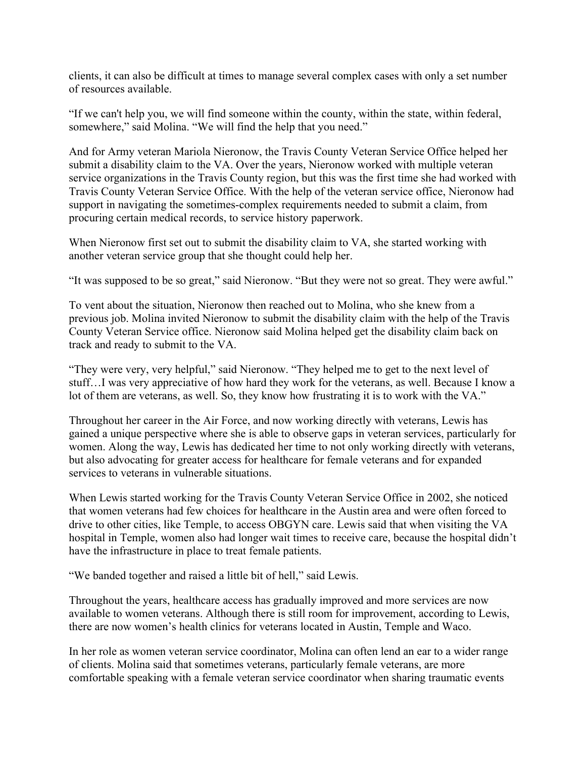clients, it can also be difficult at times to manage several complex cases with only a set number of resources available.

"If we can't help you, we will find someone within the county, within the state, within federal, somewhere," said Molina. "We will find the help that you need."

And for Army veteran Mariola Nieronow, the Travis County Veteran Service Office helped her submit a disability claim to the VA. Over the years, Nieronow worked with multiple veteran service organizations in the Travis County region, but this was the first time she had worked with Travis County Veteran Service Office. With the help of the veteran service office, Nieronow had support in navigating the sometimes-complex requirements needed to submit a claim, from procuring certain medical records, to service history paperwork.

When Nieronow first set out to submit the disability claim to VA, she started working with another veteran service group that she thought could help her.

"It was supposed to be so great," said Nieronow. "But they were not so great. They were awful."

To vent about the situation, Nieronow then reached out to Molina, who she knew from a previous job. Molina invited Nieronow to submit the disability claim with the help of the Travis County Veteran Service office. Nieronow said Molina helped get the disability claim back on track and ready to submit to the VA.

"They were very, very helpful," said Nieronow. "They helped me to get to the next level of stuff…I was very appreciative of how hard they work for the veterans, as well. Because I know a lot of them are veterans, as well. So, they know how frustrating it is to work with the VA."

Throughout her career in the Air Force, and now working directly with veterans, Lewis has gained a unique perspective where she is able to observe gaps in veteran services, particularly for women. Along the way, Lewis has dedicated her time to not only working directly with veterans, but also advocating for greater access for healthcare for female veterans and for expanded services to veterans in vulnerable situations.

When Lewis started working for the Travis County Veteran Service Office in 2002, she noticed that women veterans had few choices for healthcare in the Austin area and were often forced to drive to other cities, like Temple, to access OBGYN care. Lewis said that when visiting the VA hospital in Temple, women also had longer wait times to receive care, because the hospital didn't have the infrastructure in place to treat female patients.

"We banded together and raised a little bit of hell," said Lewis.

Throughout the years, healthcare access has gradually improved and more services are now available to women veterans. Although there is still room for improvement, according to Lewis, there are now women's health clinics for veterans located in Austin, Temple and Waco.

In her role as women veteran service coordinator, Molina can often lend an ear to a wider range of clients. Molina said that sometimes veterans, particularly female veterans, are more comfortable speaking with a female veteran service coordinator when sharing traumatic events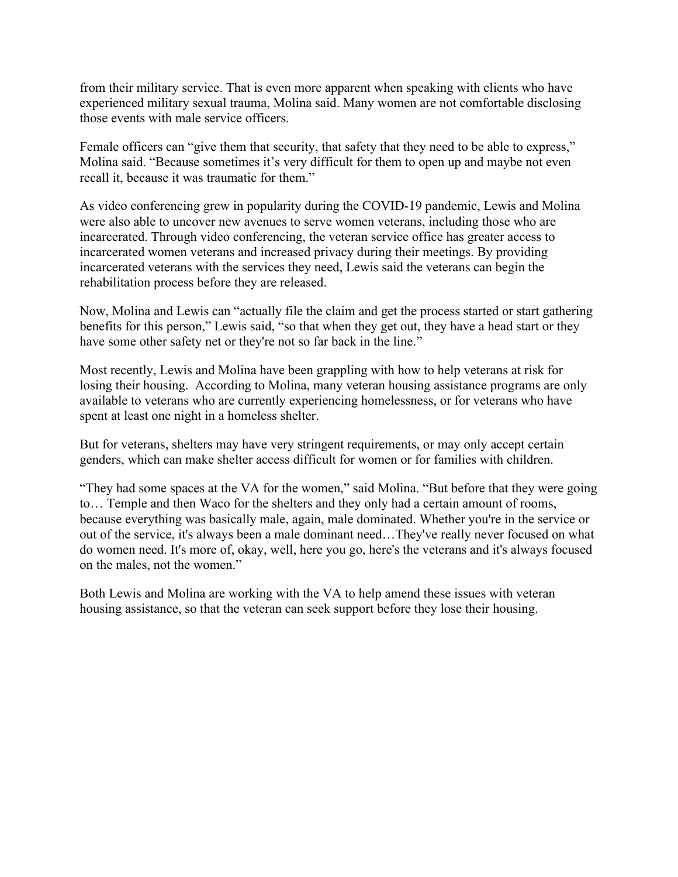from their military service. That is even more apparent when speaking with clients who have experienced military sexual trauma, Molina said. Many women are not comfortable disclosing those events with male service officers.

Female officers can "give them that security, that safety that they need to be able to express," Molina said. "Because sometimes it's very difficult for them to open up and maybe not even recall it, because it was traumatic for them."

As video conferencing grew in popularity during the COVID-19 pandemic, Lewis and Molina were also able to uncover new avenues to serve women veterans, including those who are incarcerated. Through video conferencing, the veteran service office has greater access to incarcerated women veterans and increased privacy during their meetings. By providing incarcerated veterans with the services they need, Lewis said the veterans can begin the rehabilitation process before they are released.

Now, Molina and Lewis can "actually file the claim and get the process started or start gathering benefits for this person," Lewis said, "so that when they get out, they have a head start or they have some other safety net or they're not so far back in the line."

Most recently, Lewis and Molina have been grappling with how to help veterans at risk for losing their housing. According to Molina, many veteran housing assistance programs are only available to veterans who are currently experiencing homelessness, or for veterans who have spent at least one night in a homeless shelter.

But for veterans, shelters may have very stringent requirements, or may only accept certain genders, which can make shelter access difficult for women or for families with children.

"They had some spaces at the VA for the women," said Molina. "But before that they were going to… Temple and then Waco for the shelters and they only had a certain amount of rooms, because everything was basically male, again, male dominated. Whether you're in the service or out of the service, it's always been a male dominant need…They've really never focused on what do women need. It's more of, okay, well, here you go, here's the veterans and it's always focused on the males, not the women."

Both Lewis and Molina are working with the VA to help amend these issues with veteran housing assistance, so that the veteran can seek support before they lose their housing.